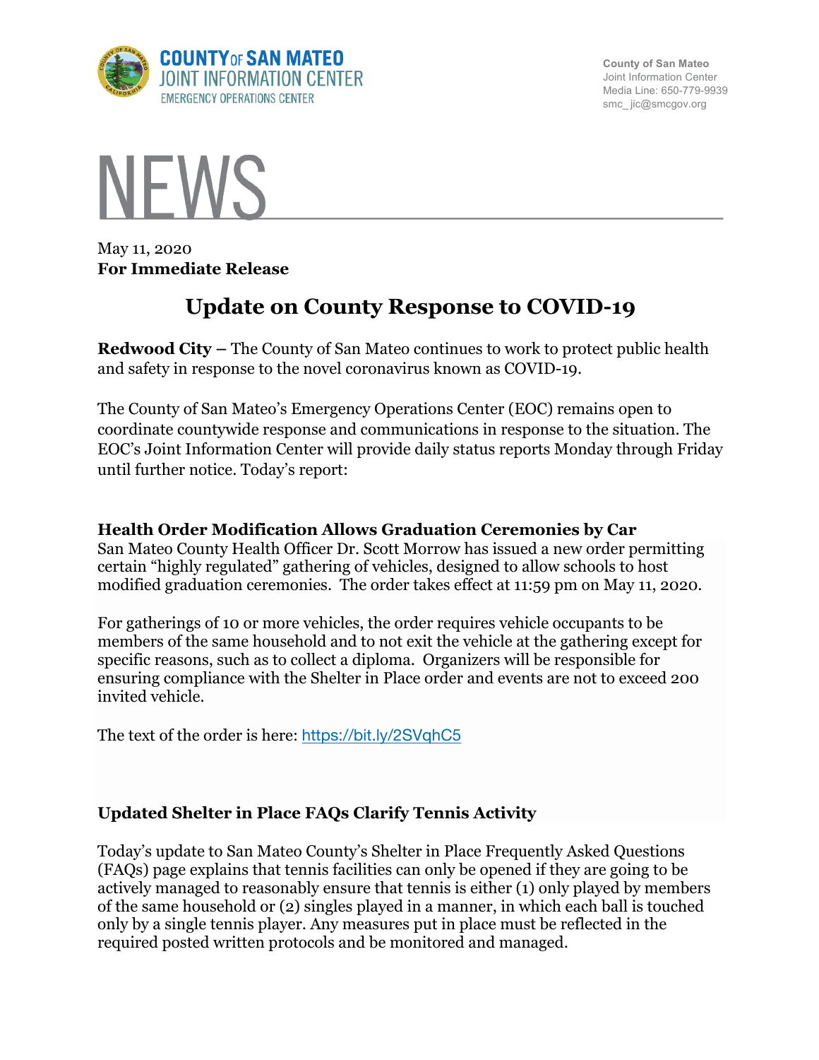**COUNTY OF SAN MATEO**
**JOINT INFORMATION CENTER**
EMERGENCY OPERATIONS CENTER

County of San Mateo
Joint Information Center
Media Line: 650-779-9939
smc_jic@smcgov.org

# NEWS

May 11, 2020
**For Immediate Release**

## Update on County Response to COVID-19

**Redwood City –** The County of San Mateo continues to work to protect public health and safety in response to the novel coronavirus known as COVID-19.

The County of San Mateo's Emergency Operations Center (EOC) remains open to coordinate countywide response and communications in response to the situation. The EOC's Joint Information Center will provide daily status reports Monday through Friday until further notice. Today's report:

### Health Order Modification Allows Graduation Ceremonies by Car

San Mateo County Health Officer Dr. Scott Morrow has issued a new order permitting certain "highly regulated" gathering of vehicles, designed to allow schools to host modified graduation ceremonies. The order takes effect at 11:59 pm on May 11, 2020.

For gatherings of 10 or more vehicles, the order requires vehicle occupants to be members of the same household and to not exit the vehicle at the gathering except for specific reasons, such as to collect a diploma. Organizers will be responsible for ensuring compliance with the Shelter in Place order and events are not to exceed 200 invited vehicle.

The text of the order is here: https://bit.ly/2SVqhC5

### Updated Shelter in Place FAQs Clarify Tennis Activity

Today's update to San Mateo County's Shelter in Place Frequently Asked Questions (FAQs) page explains that tennis facilities can only be opened if they are going to be actively managed to reasonably ensure that tennis is either (1) only played by members of the same household or (2) singles played in a manner, in which each ball is touched only by a single tennis player. Any measures put in place must be reflected in the required posted written protocols and be monitored and managed.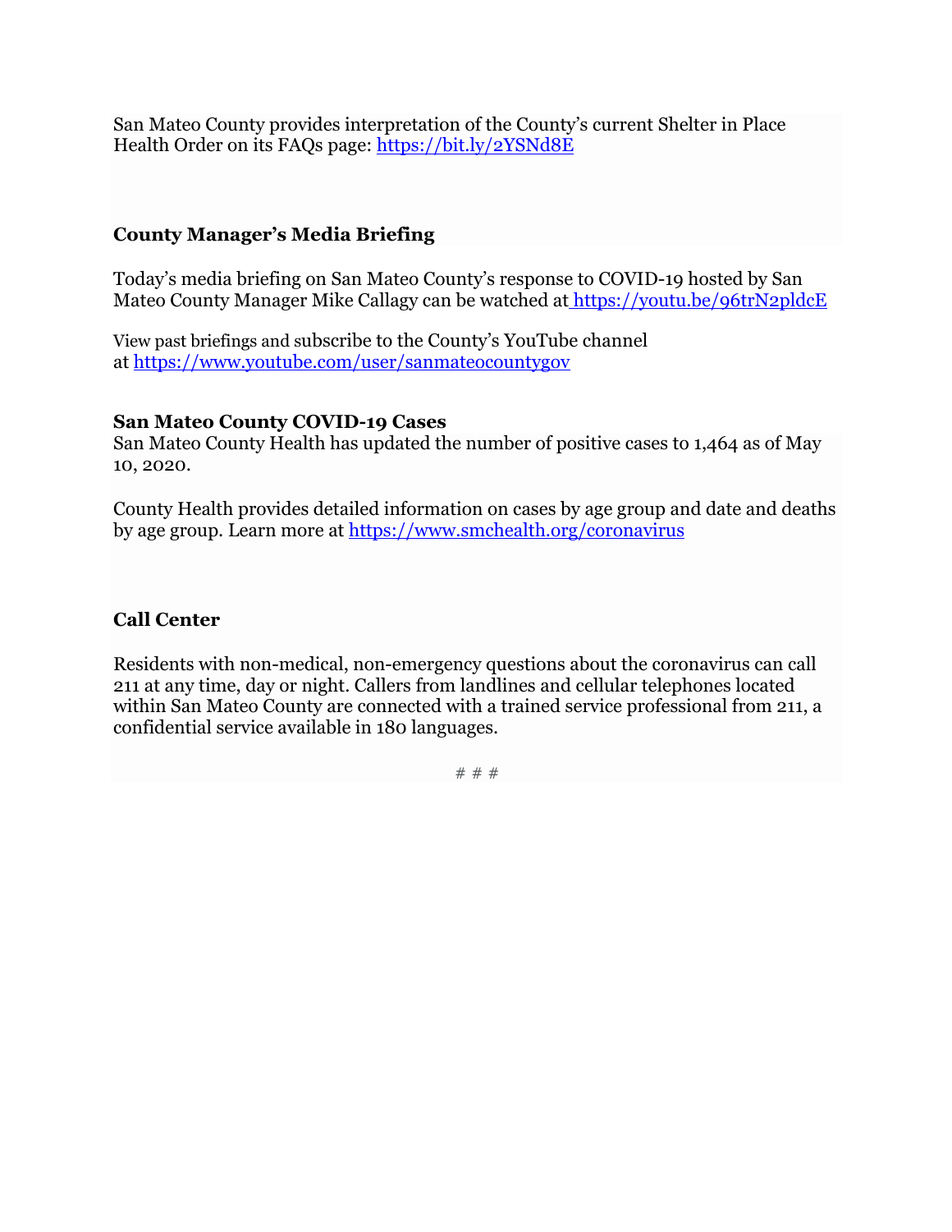San Mateo County provides interpretation of the County's current Shelter in Place Health Order on its FAQs page: https://bit.ly/2YSNd8E

**County Manager's Media Briefing**

Today's media briefing on San Mateo County's response to COVID-19 hosted by San Mateo County Manager Mike Callagy can be watched at https://youtu.be/96trN2pldcE

View past briefings and subscribe to the County's YouTube channel at https://www.youtube.com/user/sanmateocountygov

**San Mateo County COVID-19 Cases**

San Mateo County Health has updated the number of positive cases to 1,464 as of May 10, 2020.

County Health provides detailed information on cases by age group and date and deaths by age group. Learn more at https://www.smchealth.org/coronavirus

**Call Center**

Residents with non-medical, non-emergency questions about the coronavirus can call 211 at any time, day or night. Callers from landlines and cellular telephones located within San Mateo County are connected with a trained service professional from 211, a confidential service available in 180 languages.

# # #